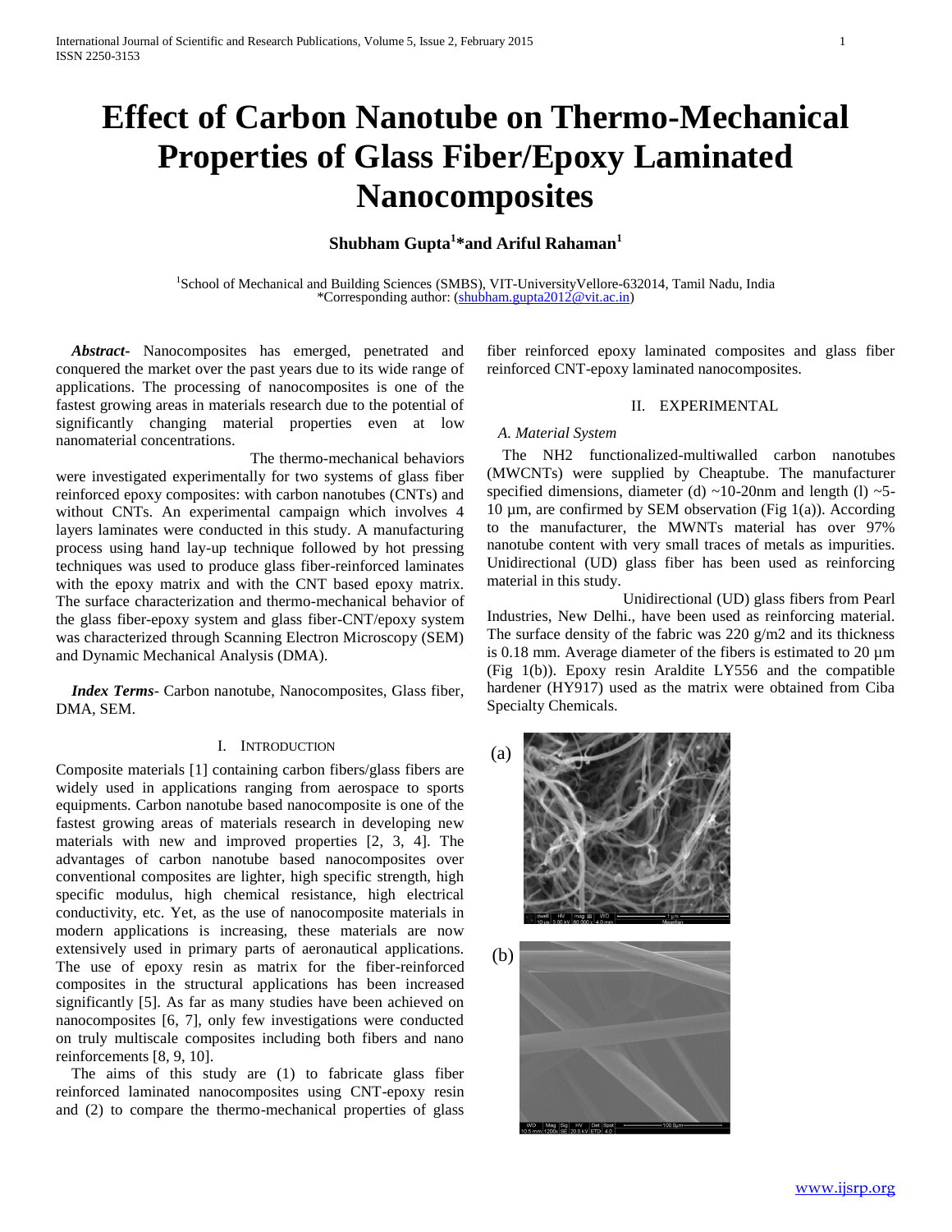# Effect of Carbon Nanotube on Thermo-Mechanical Properties of Glass Fiber/Epoxy Laminated Nanocomposites

**Shubham Gupta[1]*and Ariful Rahaman[1]**

[1]School of Mechanical and Building Sciences (SMBS), VIT-UniversityVellore-632014, Tamil Nadu, India
*Corresponding author: (shubham.gupta2012@vit.ac.in)

***Abstract-*** Nanocomposites has emerged, penetrated and conquered the market over the past years due to its wide range of applications. The processing of nanocomposites is one of the fastest growing areas in materials research due to the potential of significantly changing material properties even at low nanomaterial concentrations. The thermo-mechanical behaviors were investigated experimentally for two systems of glass fiber reinforced epoxy composites: with carbon nanotubes (CNTs) and without CNTs. An experimental campaign which involves 4 layers laminates were conducted in this study. A manufacturing process using hand lay-up technique followed by hot pressing techniques was used to produce glass fiber-reinforced laminates with the epoxy matrix and with the CNT based epoxy matrix. The surface characterization and thermo-mechanical behavior of the glass fiber-epoxy system and glass fiber-CNT/epoxy system was characterized through Scanning Electron Microscopy (SEM) and Dynamic Mechanical Analysis (DMA).

***Index Terms***- Carbon nanotube, Nanocomposites, Glass fiber, DMA, SEM.

## I. Introduction

Composite materials [1] containing carbon fibers/glass fibers are widely used in applications ranging from aerospace to sports equipments. Carbon nanotube based nanocomposite is one of the fastest growing areas of materials research in developing new materials with new and improved properties [2, 3, 4]. The advantages of carbon nanotube based nanocomposites over conventional composites are lighter, high specific strength, high specific modulus, high chemical resistance, high electrical conductivity, etc. Yet, as the use of nanocomposite materials in modern applications is increasing, these materials are now extensively used in primary parts of aeronautical applications. The use of epoxy resin as matrix for the fiber-reinforced composites in the structural applications has been increased significantly [5]. As far as many studies have been achieved on nanocomposites [6, 7], only few investigations were conducted on truly multiscale composites including both fibers and nano reinforcements [8, 9, 10].

The aims of this study are (1) to fabricate glass fiber reinforced laminated nanocomposites using CNT-epoxy resin and (2) to compare the thermo-mechanical properties of glass fiber reinforced epoxy laminated composites and glass fiber reinforced CNT-epoxy laminated nanocomposites.

## II. Experimental

### *A. Material System*

The NH2 functionalized-multiwalled carbon nanotubes (MWCNTs) were supplied by Cheaptube. The manufacturer specified dimensions, diameter (d) ~10-20nm and length (l) ~5-10 µm, are confirmed by SEM observation (Fig 1(a)). According to the manufacturer, the MWNTs material has over 97% nanotube content with very small traces of metals as impurities. Unidirectional (UD) glass fiber has been used as reinforcing material in this study. Unidirectional (UD) glass fibers from Pearl Industries, New Delhi., have been used as reinforcing material. The surface density of the fabric was 220 g/m2 and its thickness is 0.18 mm. Average diameter of the fibers is estimated to 20 µm (Fig 1(b)). Epoxy resin Araldite LY556 and the compatible hardener (HY917) used as the matrix were obtained from Ciba Specialty Chemicals.

(a)

(b)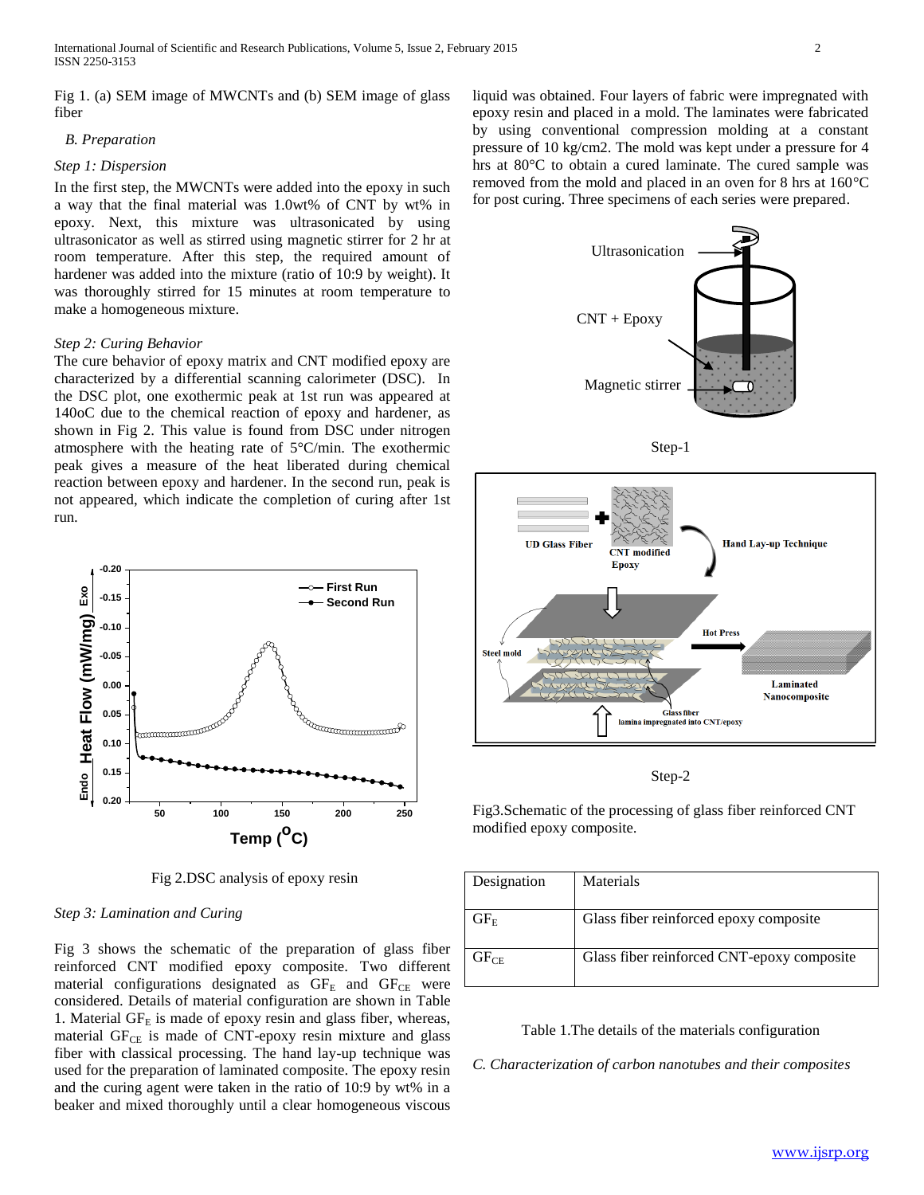Fig 1. (a) SEM image of MWCNTs and (b) SEM image of glass fiber

### *B. Preparation*

*Step 1: Dispersion*

In the first step, the MWCNTs were added into the epoxy in such a way that the final material was 1.0wt% of CNT by wt% in epoxy. Next, this mixture was ultrasonicated by using ultrasonicator as well as stirred using magnetic stirrer for 2 hr at room temperature. After this step, the required amount of hardener was added into the mixture (ratio of 10:9 by weight). It was thoroughly stirred for 15 minutes at room temperature to make a homogeneous mixture.

*Step 2: Curing Behavior*

The cure behavior of epoxy matrix and CNT modified epoxy are characterized by a differential scanning calorimeter (DSC). In the DSC plot, one exothermic peak at 1st run was appeared at 140oC due to the chemical reaction of epoxy and hardener, as shown in Fig 2. This value is found from DSC under nitrogen atmosphere with the heating rate of 5°C/min. The exothermic peak gives a measure of the heat liberated during chemical reaction between epoxy and hardener. In the second run, peak is not appeared, which indicate the completion of curing after 1st run.

Fig 2.DSC analysis of epoxy resin

*Step 3: Lamination and Curing*

Fig 3 shows the schematic of the preparation of glass fiber reinforced CNT modified epoxy composite. Two different material configurations designated as $GF_E$ and $GF_{CE}$ were considered. Details of material configuration are shown in Table 1. Material $GF_E$ is made of epoxy resin and glass fiber, whereas, material $GF_{CE}$ is made of CNT-epoxy resin mixture and glass fiber with classical processing. The hand lay-up technique was used for the preparation of laminated composite. The epoxy resin and the curing agent were taken in the ratio of 10:9 by wt% in a beaker and mixed thoroughly until a clear homogeneous viscous liquid was obtained. Four layers of fabric were impregnated with epoxy resin and placed in a mold. The laminates were fabricated by using conventional compression molding at a constant pressure of 10 kg/cm2. The mold was kept under a pressure for 4 hrs at 80°C to obtain a cured laminate. The cured sample was removed from the mold and placed in an oven for 8 hrs at 160°C for post curing. Three specimens of each series were prepared.

Step-1

Step-2

Fig3.Schematic of the processing of glass fiber reinforced CNT modified epoxy composite.

| Designation | Materials |
|---|---|
| $GF_E$ | Glass fiber reinforced epoxy composite |
| $GF_{CE}$ | Glass fiber reinforced CNT-epoxy composite |

Table 1.The details of the materials configuration

### *C. Characterization of carbon nanotubes and their composites*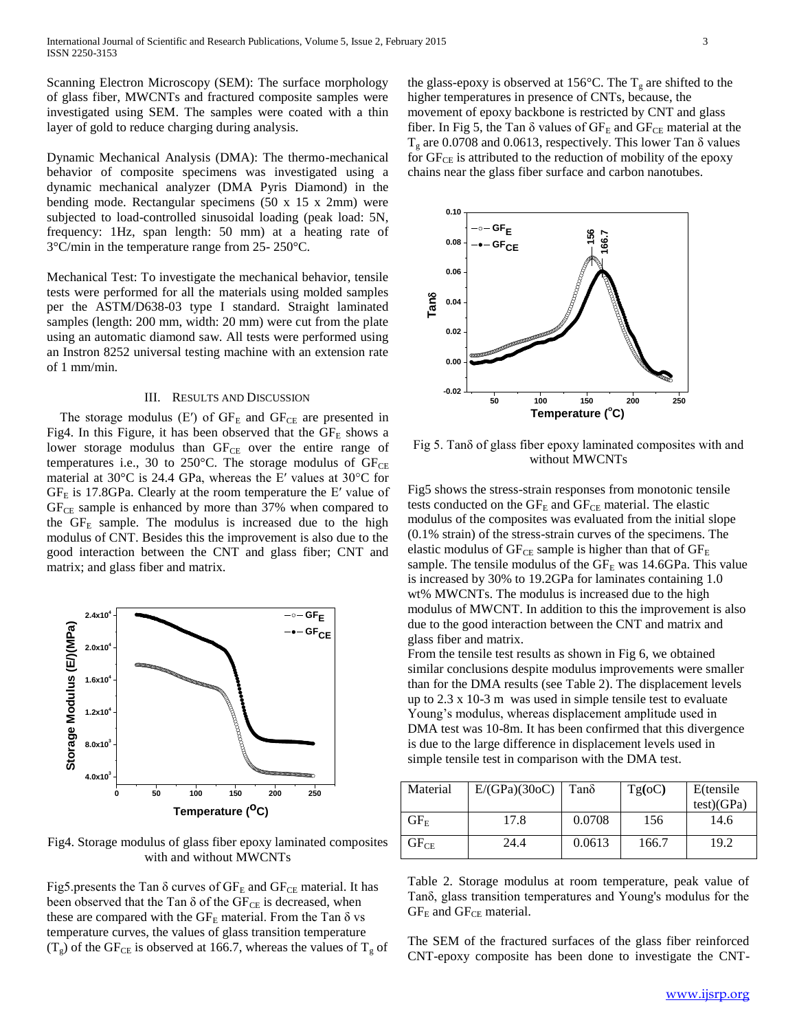Scanning Electron Microscopy (SEM): The surface morphology of glass fiber, MWCNTs and fractured composite samples were investigated using SEM. The samples were coated with a thin layer of gold to reduce charging during analysis.

Dynamic Mechanical Analysis (DMA): The thermo-mechanical behavior of composite specimens was investigated using a dynamic mechanical analyzer (DMA Pyris Diamond) in the bending mode. Rectangular specimens (50 x 15 x 2mm) were subjected to load-controlled sinusoidal loading (peak load: 5N, frequency: 1Hz, span length: 50 mm) at a heating rate of 3°C/min in the temperature range from 25- 250°C.

Mechanical Test: To investigate the mechanical behavior, tensile tests were performed for all the materials using molded samples per the ASTM/D638-03 type I standard. Straight laminated samples (length: 200 mm, width: 20 mm) were cut from the plate using an automatic diamond saw. All tests were performed using an Instron 8252 universal testing machine with an extension rate of 1 mm/min.

## III. Results and Discussion

The storage modulus (E′) of $GF_E$ and $GF_{CE}$ are presented in Fig4. In this Figure, it has been observed that the $GF_E$ shows a lower storage modulus than $GF_{CE}$ over the entire range of temperatures i.e., 30 to 250°C. The storage modulus of $GF_{CE}$ material at 30°C is 24.4 GPa, whereas the E′ values at 30°C for $GF_E$ is 17.8GPa. Clearly at the room temperature the E′ value of $GF_{CE}$ sample is enhanced by more than 37% when compared to the $GF_E$ sample. The modulus is increased due to the high modulus of CNT. Besides this the improvement is also due to the good interaction between the CNT and glass fiber; CNT and matrix; and glass fiber and matrix.

Fig4. Storage modulus of glass fiber epoxy laminated composites with and without MWCNTs

Fig5.presents the Tan δ curves of $GF_E$ and $GF_{CE}$ material. It has been observed that the Tan δ of the $GF_{CE}$ is decreased, when these are compared with the $GF_E$ material. From the Tan δ vs temperature curves, the values of glass transition temperature ($T_g$) of the $GF_{CE}$ is observed at 166.7, whereas the values of $T_g$ of the glass-epoxy is observed at 156°C. The $T_g$ are shifted to the higher temperatures in presence of CNTs, because, the movement of epoxy backbone is restricted by CNT and glass fiber. In Fig 5, the Tan δ values of $GF_E$ and $GF_{CE}$ material at the $T_g$ are 0.0708 and 0.0613, respectively. This lower Tan δ values for $GF_{CE}$ is attributed to the reduction of mobility of the epoxy chains near the glass fiber surface and carbon nanotubes.

Fig 5. Tanδ of glass fiber epoxy laminated composites with and without MWCNTs

Fig5 shows the stress-strain responses from monotonic tensile tests conducted on the $GF_E$ and $GF_{CE}$ material. The elastic modulus of the composites was evaluated from the initial slope (0.1% strain) of the stress-strain curves of the specimens. The elastic modulus of $GF_{CE}$ sample is higher than that of $GF_E$ sample. The tensile modulus of the $GF_E$ was 14.6GPa. This value is increased by 30% to 19.2GPa for laminates containing 1.0 wt% MWCNTs. The modulus is increased due to the high modulus of MWCNT. In addition to this the improvement is also due to the good interaction between the CNT and matrix and glass fiber and matrix.

From the tensile test results as shown in Fig 6, we obtained similar conclusions despite modulus improvements were smaller than for the DMA results (see Table 2). The displacement levels up to 2.3 x 10-3 m was used in simple tensile test to evaluate Young's modulus, whereas displacement amplitude used in DMA test was 10-8m. It has been confirmed that this divergence is due to the large difference in displacement levels used in simple tensile test in comparison with the DMA test.

| Material | E/(GPa)(30oC) | Tanδ | Tg(oC) | E(tensile test)(GPa) |
|---|---|---|---|---|
| $GF_E$ | 17.8 | 0.0708 | 156 | 14.6 |
| $GF_{CE}$ | 24.4 | 0.0613 | 166.7 | 19.2 |

Table 2. Storage modulus at room temperature, peak value of Tanδ, glass transition temperatures and Young's modulus for the $GF_E$ and $GF_{CE}$ material.

The SEM of the fractured surfaces of the glass fiber reinforced CNT-epoxy composite has been done to investigate the CNT-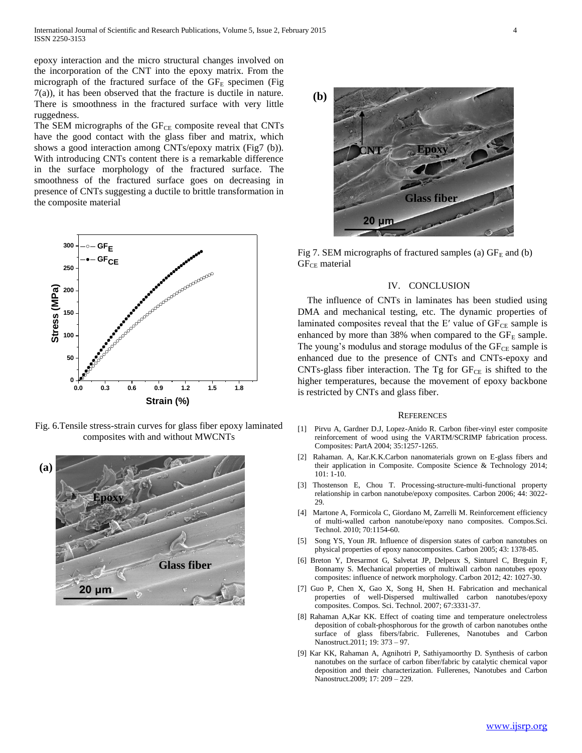epoxy interaction and the micro structural changes involved on the incorporation of the CNT into the epoxy matrix. From the micrograph of the fractured surface of the $GF_E$ specimen (Fig 7(a)), it has been observed that the fracture is ductile in nature. There is smoothness in the fractured surface with very little ruggedness.

The SEM micrographs of the $GF_{CE}$ composite reveal that CNTs have the good contact with the glass fiber and matrix, which shows a good interaction among CNTs/epoxy matrix (Fig7 (b)). With introducing CNTs content there is a remarkable difference in the surface morphology of the fractured surface. The smoothness of the fractured surface goes on decreasing in presence of CNTs suggesting a ductile to brittle transformation in the composite material

Fig. 6.Tensile stress-strain curves for glass fiber epoxy laminated composites with and without MWCNTs

Fig 7. SEM micrographs of fractured samples (a) $GF_E$ and (b) $GF_{CE}$ material

## IV. CONCLUSION

The influence of CNTs in laminates has been studied using DMA and mechanical testing, etc. The dynamic properties of laminated composites reveal that the E′ value of $GF_{CE}$ sample is enhanced by more than 38% when compared to the $GF_E$ sample. The young's modulus and storage modulus of the $GF_{CE}$ sample is enhanced due to the presence of CNTs and CNTs-epoxy and CNTs-glass fiber interaction. The Tg for $GF_{CE}$ is shifted to the higher temperatures, because the movement of epoxy backbone is restricted by CNTs and glass fiber.

## REFERENCES

[1] Pirvu A, Gardner D.J, Lopez-Anido R. Carbon fiber-vinyl ester composite reinforcement of wood using the VARTM/SCRIMP fabrication process. Composites: PartA 2004; 35:1257-1265.

[2] Rahaman. A, Kar.K.K.Carbon nanomaterials grown on E-glass fibers and their application in Composite. Composite Science & Technology 2014; 101: 1-10.

[3] Thostenson E, Chou T. Processing-structure-multi-functional property relationship in carbon nanotube/epoxy composites. Carbon 2006; 44: 3022-29.

[4] Martone A, Formicola C, Giordano M, Zarrelli M. Reinforcement efficiency of multi-walled carbon nanotube/epoxy nano composites. Compos.Sci. Technol. 2010; 70:1154-60.

[5] Song YS, Youn JR. Influence of dispersion states of carbon nanotubes on physical properties of epoxy nanocomposites. Carbon 2005; 43: 1378-85.

[6] Breton Y, Dresarmot G, Salvetat JP, Delpeux S, Sinturel C, Breguin F, Bonnamy S. Mechanical properties of multiwall carbon nanotubes epoxy composites: influence of network morphology. Carbon 2012; 42: 1027-30.

[7] Guo P, Chen X, Gao X, Song H, Shen H. Fabrication and mechanical properties of well-Dispersed multiwalled carbon nanotubes/epoxy composites. Compos. Sci. Technol. 2007; 67:3331-37.

[8] Rahaman A,Kar KK. Effect of coating time and temperature onelectroless deposition of cobalt-phosphorous for the growth of carbon nanotubes onthe surface of glass fibers/fabric. Fullerenes, Nanotubes and Carbon Nanostruct.2011; 19: 373 – 97.

[9] Kar KK, Rahaman A, Agnihotri P, Sathiyamoorthy D. Synthesis of carbon nanotubes on the surface of carbon fiber/fabric by catalytic chemical vapor deposition and their characterization. Fullerenes, Nanotubes and Carbon Nanostruct.2009; 17: 209 – 229.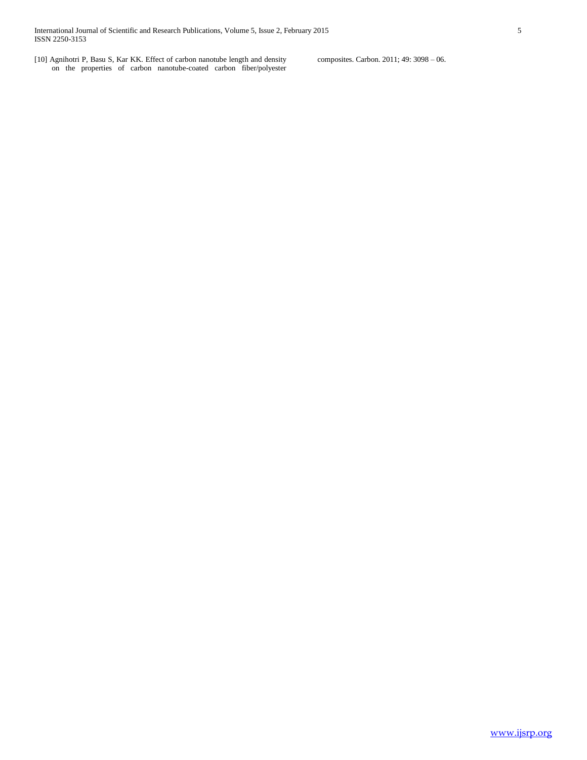[10] Agnihotri P, Basu S, Kar KK. Effect of carbon nanotube length and density on the properties of carbon nanotube-coated carbon fiber/polyester composites. Carbon. 2011; 49: 3098 – 06.